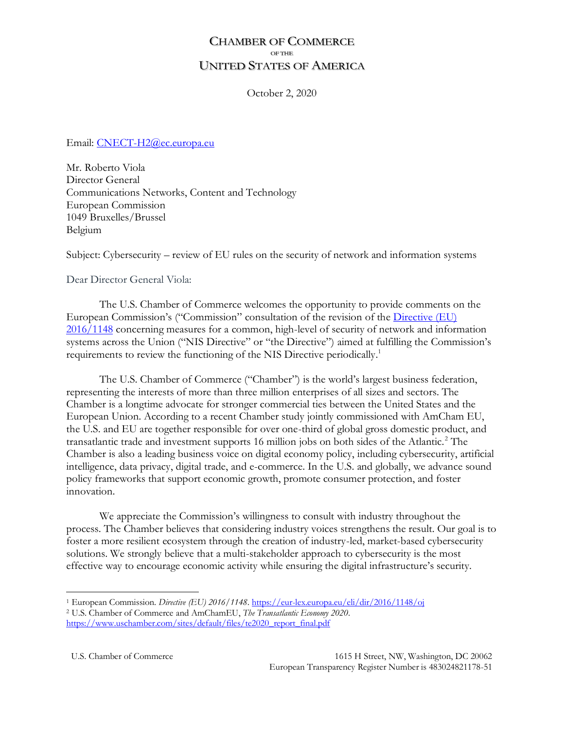# CHAMBER OF COMMERCE
OF THE
# UNITED STATES OF AMERICA

October 2, 2020

Email: [CNECT-H2@ec.europa.eu](mailto:CNECT-H2@ec.europa.eu)

Mr. Roberto Viola
Director General
Communications Networks, Content and Technology
European Commission
1049 Bruxelles/Brussel
Belgium

Subject: Cybersecurity – review of EU rules on the security of network and information systems

Dear Director General Viola:

The U.S. Chamber of Commerce welcomes the opportunity to provide comments on the European Commission's ("Commission" consultation of the revision of the Directive (EU) 2016/1148 concerning measures for a common, high-level of security of network and information systems across the Union ("NIS Directive" or "the Directive") aimed at fulfilling the Commission's requirements to review the functioning of the NIS Directive periodically.[1]

The U.S. Chamber of Commerce ("Chamber") is the world's largest business federation, representing the interests of more than three million enterprises of all sizes and sectors. The Chamber is a longtime advocate for stronger commercial ties between the United States and the European Union. According to a recent Chamber study jointly commissioned with AmCham EU, the U.S. and EU are together responsible for over one-third of global gross domestic product, and transatlantic trade and investment supports 16 million jobs on both sides of the Atlantic.[2] The Chamber is also a leading business voice on digital economy policy, including cybersecurity, artificial intelligence, data privacy, digital trade, and e-commerce. In the U.S. and globally, we advance sound policy frameworks that support economic growth, promote consumer protection, and foster innovation.

We appreciate the Commission's willingness to consult with industry throughout the process. The Chamber believes that considering industry voices strengthens the result. Our goal is to foster a more resilient ecosystem through the creation of industry-led, market-based cybersecurity solutions. We strongly believe that a multi-stakeholder approach to cybersecurity is the most effective way to encourage economic activity while ensuring the digital infrastructure's security.

---

[1] European Commission. *Directive (EU) 2016/1148*. https://eur-lex.europa.eu/eli/dir/2016/1148/oj

[2] U.S. Chamber of Commerce and AmChamEU, *The Transatlantic Economy 2020*. https://www.uschamber.com/sites/default/files/te2020_report_final.pdf

U.S. Chamber of Commerce — 1615 H Street, NW, Washington, DC 20062
European Transparency Register Number is 483024821178-51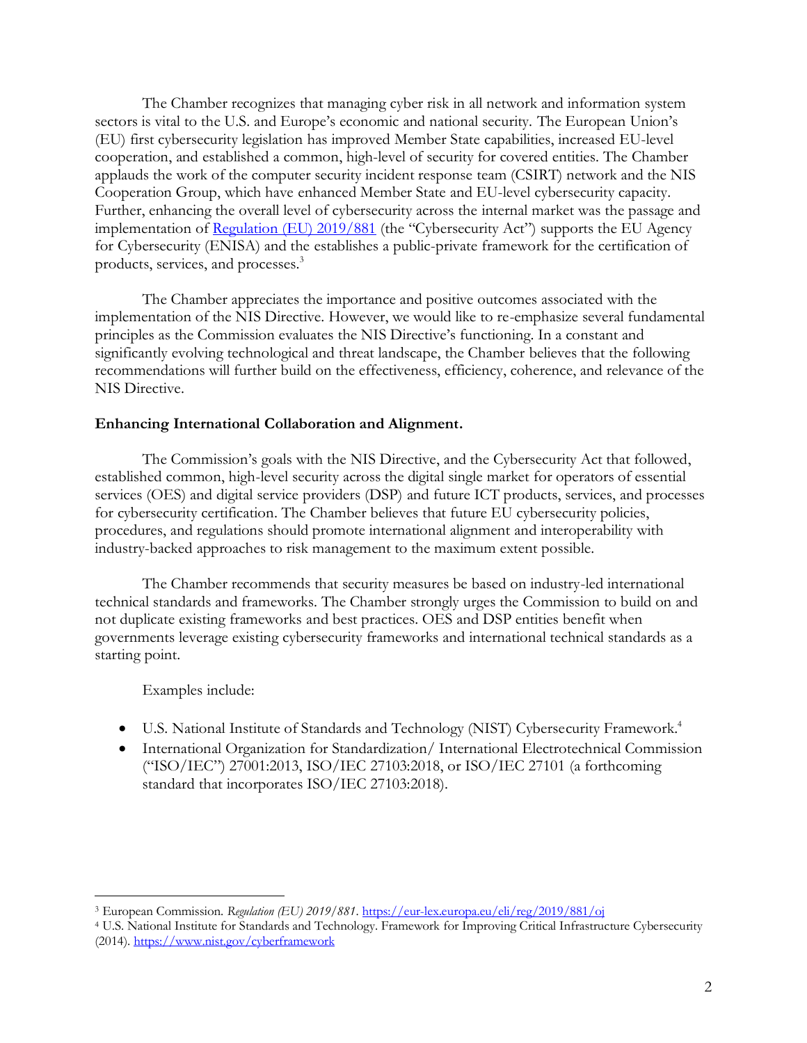The Chamber recognizes that managing cyber risk in all network and information system sectors is vital to the U.S. and Europe's economic and national security. The European Union's (EU) first cybersecurity legislation has improved Member State capabilities, increased EU-level cooperation, and established a common, high-level of security for covered entities. The Chamber applauds the work of the computer security incident response team (CSIRT) network and the NIS Cooperation Group, which have enhanced Member State and EU-level cybersecurity capacity. Further, enhancing the overall level of cybersecurity across the internal market was the passage and implementation of [Regulation (EU) 2019/881](https://eur-lex.europa.eu/eli/reg/2019/881/oj) (the "Cybersecurity Act") supports the EU Agency for Cybersecurity (ENISA) and the establishes a public-private framework for the certification of products, services, and processes.[3]

The Chamber appreciates the importance and positive outcomes associated with the implementation of the NIS Directive. However, we would like to re-emphasize several fundamental principles as the Commission evaluates the NIS Directive's functioning. In a constant and significantly evolving technological and threat landscape, the Chamber believes that the following recommendations will further build on the effectiveness, efficiency, coherence, and relevance of the NIS Directive.

**Enhancing International Collaboration and Alignment.**

The Commission's goals with the NIS Directive, and the Cybersecurity Act that followed, established common, high-level security across the digital single market for operators of essential services (OES) and digital service providers (DSP) and future ICT products, services, and processes for cybersecurity certification. The Chamber believes that future EU cybersecurity policies, procedures, and regulations should promote international alignment and interoperability with industry-backed approaches to risk management to the maximum extent possible.

The Chamber recommends that security measures be based on industry-led international technical standards and frameworks. The Chamber strongly urges the Commission to build on and not duplicate existing frameworks and best practices. OES and DSP entities benefit when governments leverage existing cybersecurity frameworks and international technical standards as a starting point.

Examples include:

- U.S. National Institute of Standards and Technology (NIST) Cybersecurity Framework.[4]
- International Organization for Standardization/ International Electrotechnical Commission ("ISO/IEC") 27001:2013, ISO/IEC 27103:2018, or ISO/IEC 27101 (a forthcoming standard that incorporates ISO/IEC 27103:2018).

---

[3] European Commission. *Regulation (EU) 2019/881*. https://eur-lex.europa.eu/eli/reg/2019/881/oj

[4] U.S. National Institute for Standards and Technology. Framework for Improving Critical Infrastructure Cybersecurity (2014). https://www.nist.gov/cyberframework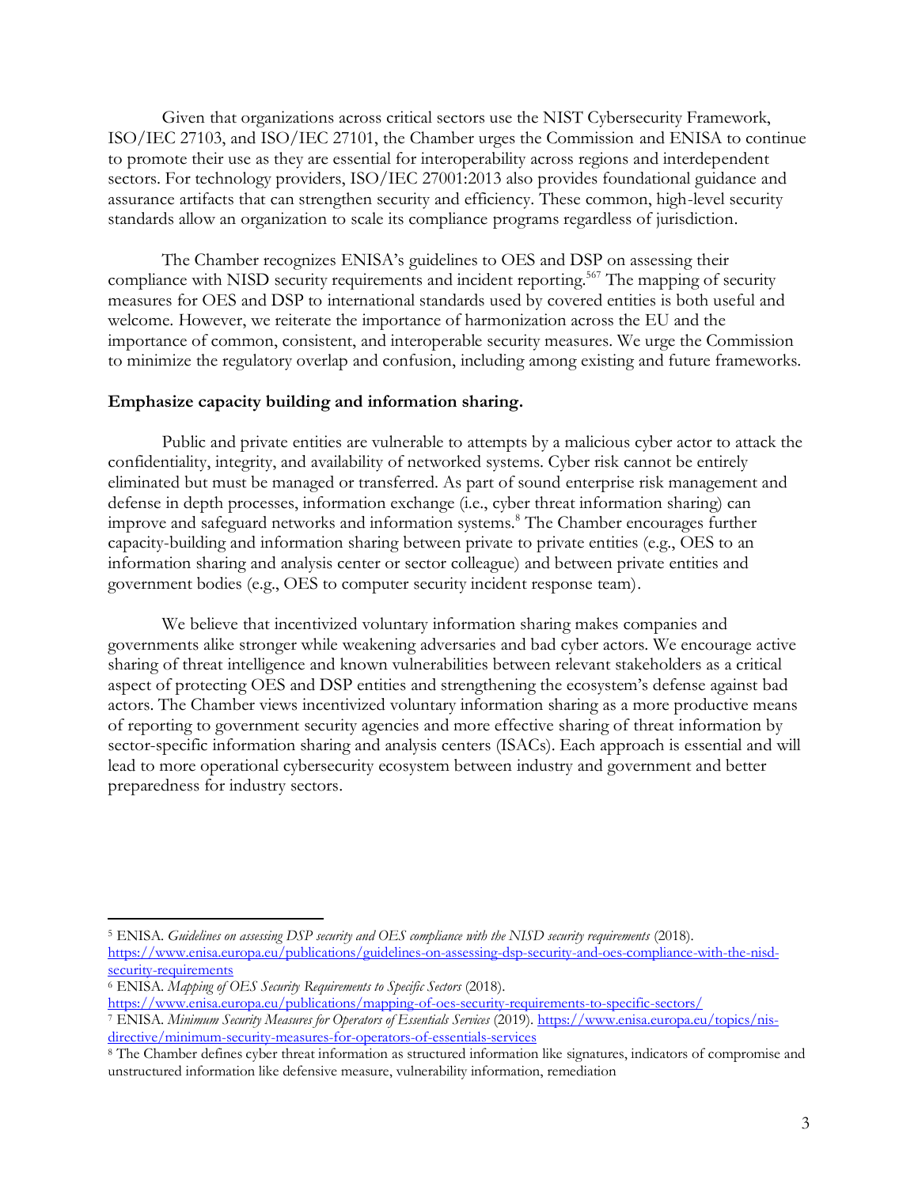Given that organizations across critical sectors use the NIST Cybersecurity Framework, ISO/IEC 27103, and ISO/IEC 27101, the Chamber urges the Commission and ENISA to continue to promote their use as they are essential for interoperability across regions and interdependent sectors. For technology providers, ISO/IEC 27001:2013 also provides foundational guidance and assurance artifacts that can strengthen security and efficiency. These common, high-level security standards allow an organization to scale its compliance programs regardless of jurisdiction.

The Chamber recognizes ENISA's guidelines to OES and DSP on assessing their compliance with NISD security requirements and incident reporting.[5][6][7] The mapping of security measures for OES and DSP to international standards used by covered entities is both useful and welcome. However, we reiterate the importance of harmonization across the EU and the importance of common, consistent, and interoperable security measures. We urge the Commission to minimize the regulatory overlap and confusion, including among existing and future frameworks.

**Emphasize capacity building and information sharing.**

Public and private entities are vulnerable to attempts by a malicious cyber actor to attack the confidentiality, integrity, and availability of networked systems. Cyber risk cannot be entirely eliminated but must be managed or transferred. As part of sound enterprise risk management and defense in depth processes, information exchange (i.e., cyber threat information sharing) can improve and safeguard networks and information systems.[8] The Chamber encourages further capacity-building and information sharing between private to private entities (e.g., OES to an information sharing and analysis center or sector colleague) and between private entities and government bodies (e.g., OES to computer security incident response team).

We believe that incentivized voluntary information sharing makes companies and governments alike stronger while weakening adversaries and bad cyber actors. We encourage active sharing of threat intelligence and known vulnerabilities between relevant stakeholders as a critical aspect of protecting OES and DSP entities and strengthening the ecosystem's defense against bad actors. The Chamber views incentivized voluntary information sharing as a more productive means of reporting to government security agencies and more effective sharing of threat information by sector-specific information sharing and analysis centers (ISACs). Each approach is essential and will lead to more operational cybersecurity ecosystem between industry and government and better preparedness for industry sectors.

---

[5] ENISA. *Guidelines on assessing DSP security and OES compliance with the NISD security requirements* (2018). https://www.enisa.europa.eu/publications/guidelines-on-assessing-dsp-security-and-oes-compliance-with-the-nisd-security-requirements

[6] ENISA. *Mapping of OES Security Requirements to Specific Sectors* (2018). https://www.enisa.europa.eu/publications/mapping-of-oes-security-requirements-to-specific-sectors/

[7] ENISA. *Minimum Security Measures for Operators of Essentials Services* (2019). https://www.enisa.europa.eu/topics/nis-directive/minimum-security-measures-for-operators-of-essentials-services

[8] The Chamber defines cyber threat information as structured information like signatures, indicators of compromise and unstructured information like defensive measure, vulnerability information, remediation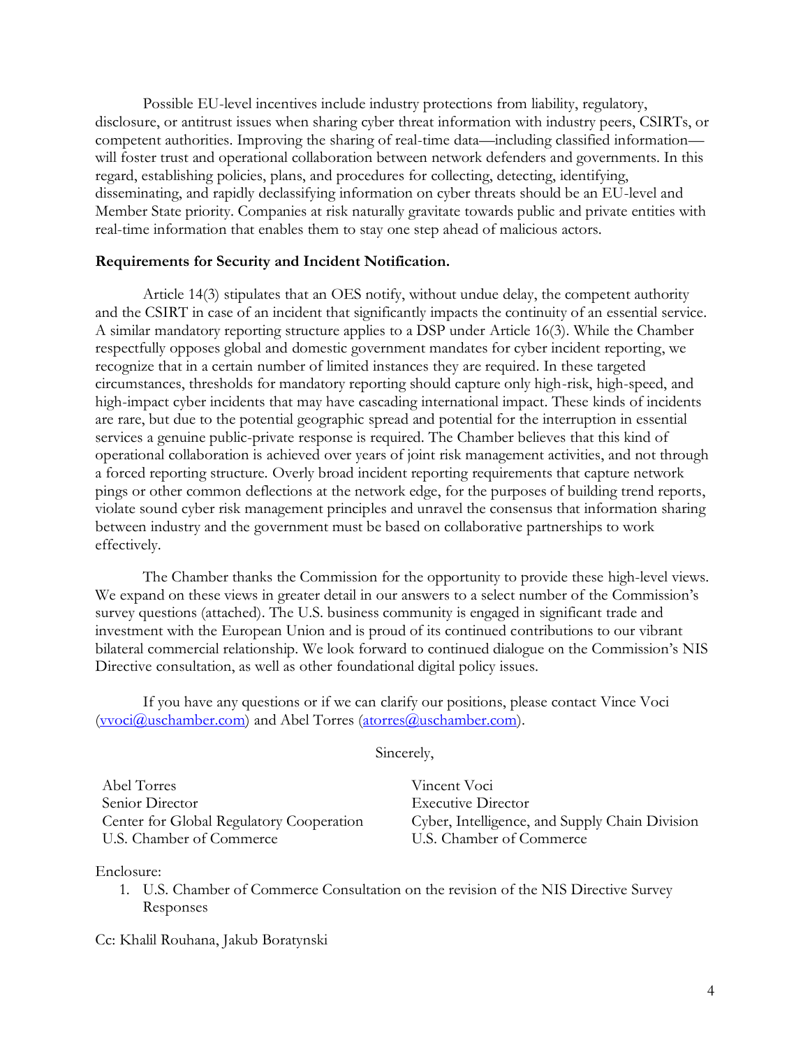Possible EU-level incentives include industry protections from liability, regulatory, disclosure, or antitrust issues when sharing cyber threat information with industry peers, CSIRTs, or competent authorities. Improving the sharing of real-time data—including classified information—will foster trust and operational collaboration between network defenders and governments. In this regard, establishing policies, plans, and procedures for collecting, detecting, identifying, disseminating, and rapidly declassifying information on cyber threats should be an EU-level and Member State priority. Companies at risk naturally gravitate towards public and private entities with real-time information that enables them to stay one step ahead of malicious actors.

**Requirements for Security and Incident Notification.**

Article 14(3) stipulates that an OES notify, without undue delay, the competent authority and the CSIRT in case of an incident that significantly impacts the continuity of an essential service. A similar mandatory reporting structure applies to a DSP under Article 16(3). While the Chamber respectfully opposes global and domestic government mandates for cyber incident reporting, we recognize that in a certain number of limited instances they are required. In these targeted circumstances, thresholds for mandatory reporting should capture only high-risk, high-speed, and high-impact cyber incidents that may have cascading international impact. These kinds of incidents are rare, but due to the potential geographic spread and potential for the interruption in essential services a genuine public-private response is required. The Chamber believes that this kind of operational collaboration is achieved over years of joint risk management activities, and not through a forced reporting structure. Overly broad incident reporting requirements that capture network pings or other common deflections at the network edge, for the purposes of building trend reports, violate sound cyber risk management principles and unravel the consensus that information sharing between industry and the government must be based on collaborative partnerships to work effectively.

The Chamber thanks the Commission for the opportunity to provide these high-level views. We expand on these views in greater detail in our answers to a select number of the Commission's survey questions (attached). The U.S. business community is engaged in significant trade and investment with the European Union and is proud of its continued contributions to our vibrant bilateral commercial relationship. We look forward to continued dialogue on the Commission's NIS Directive consultation, as well as other foundational digital policy issues.

If you have any questions or if we can clarify our positions, please contact Vince Voci (vvoci@uschamber.com) and Abel Torres (atorres@uschamber.com).

Sincerely,

Abel Torres
Senior Director
Center for Global Regulatory Cooperation
U.S. Chamber of Commerce

Vincent Voci
Executive Director
Cyber, Intelligence, and Supply Chain Division
U.S. Chamber of Commerce

Enclosure:

1. U.S. Chamber of Commerce Consultation on the revision of the NIS Directive Survey Responses

Cc: Khalil Rouhana, Jakub Boratynski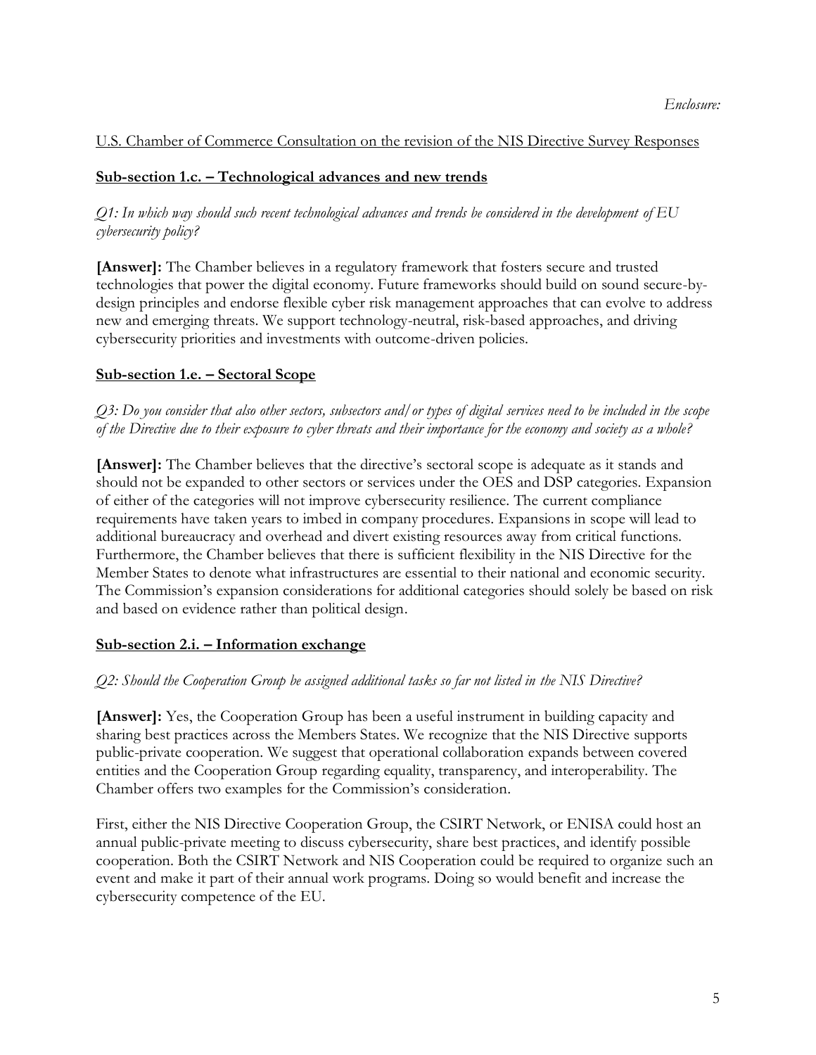*Enclosure:*

U.S. Chamber of Commerce Consultation on the revision of the NIS Directive Survey Responses

**Sub-section 1.c. – Technological advances and new trends**

*Q1: In which way should such recent technological advances and trends be considered in the development of EU cybersecurity policy?*

**[Answer]:** The Chamber believes in a regulatory framework that fosters secure and trusted technologies that power the digital economy. Future frameworks should build on sound secure-by-design principles and endorse flexible cyber risk management approaches that can evolve to address new and emerging threats. We support technology-neutral, risk-based approaches, and driving cybersecurity priorities and investments with outcome-driven policies.

**Sub-section 1.e. – Sectoral Scope**

*Q3: Do you consider that also other sectors, subsectors and/or types of digital services need to be included in the scope of the Directive due to their exposure to cyber threats and their importance for the economy and society as a whole?*

**[Answer]:** The Chamber believes that the directive's sectoral scope is adequate as it stands and should not be expanded to other sectors or services under the OES and DSP categories. Expansion of either of the categories will not improve cybersecurity resilience. The current compliance requirements have taken years to imbed in company procedures. Expansions in scope will lead to additional bureaucracy and overhead and divert existing resources away from critical functions. Furthermore, the Chamber believes that there is sufficient flexibility in the NIS Directive for the Member States to denote what infrastructures are essential to their national and economic security. The Commission's expansion considerations for additional categories should solely be based on risk and based on evidence rather than political design.

**Sub-section 2.i. – Information exchange**

*Q2: Should the Cooperation Group be assigned additional tasks so far not listed in the NIS Directive?*

**[Answer]:** Yes, the Cooperation Group has been a useful instrument in building capacity and sharing best practices across the Members States. We recognize that the NIS Directive supports public-private cooperation. We suggest that operational collaboration expands between covered entities and the Cooperation Group regarding equality, transparency, and interoperability. The Chamber offers two examples for the Commission's consideration.

First, either the NIS Directive Cooperation Group, the CSIRT Network, or ENISA could host an annual public-private meeting to discuss cybersecurity, share best practices, and identify possible cooperation. Both the CSIRT Network and NIS Cooperation could be required to organize such an event and make it part of their annual work programs. Doing so would benefit and increase the cybersecurity competence of the EU.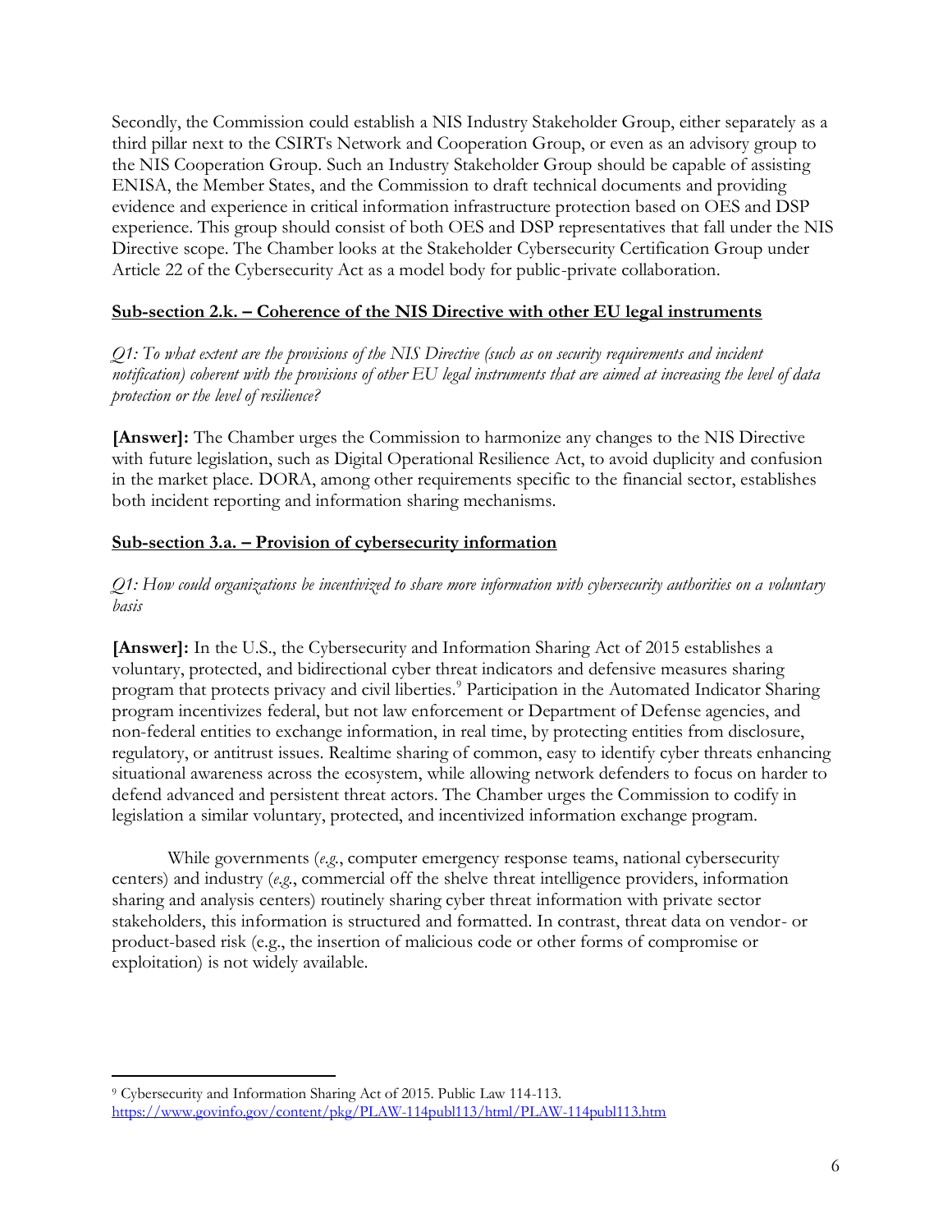Secondly, the Commission could establish a NIS Industry Stakeholder Group, either separately as a third pillar next to the CSIRTs Network and Cooperation Group, or even as an advisory group to the NIS Cooperation Group. Such an Industry Stakeholder Group should be capable of assisting ENISA, the Member States, and the Commission to draft technical documents and providing evidence and experience in critical information infrastructure protection based on OES and DSP experience. This group should consist of both OES and DSP representatives that fall under the NIS Directive scope. The Chamber looks at the Stakeholder Cybersecurity Certification Group under Article 22 of the Cybersecurity Act as a model body for public-private collaboration.

**Sub-section 2.k. – Coherence of the NIS Directive with other EU legal instruments**

*Q1: To what extent are the provisions of the NIS Directive (such as on security requirements and incident notification) coherent with the provisions of other EU legal instruments that are aimed at increasing the level of data protection or the level of resilience?*

**[Answer]:** The Chamber urges the Commission to harmonize any changes to the NIS Directive with future legislation, such as Digital Operational Resilience Act, to avoid duplicity and confusion in the market place. DORA, among other requirements specific to the financial sector, establishes both incident reporting and information sharing mechanisms.

**Sub-section 3.a. – Provision of cybersecurity information**

*Q1: How could organizations be incentivized to share more information with cybersecurity authorities on a voluntary basis*

**[Answer]:** In the U.S., the Cybersecurity and Information Sharing Act of 2015 establishes a voluntary, protected, and bidirectional cyber threat indicators and defensive measures sharing program that protects privacy and civil liberties.[9] Participation in the Automated Indicator Sharing program incentivizes federal, but not law enforcement or Department of Defense agencies, and non-federal entities to exchange information, in real time, by protecting entities from disclosure, regulatory, or antitrust issues. Realtime sharing of common, easy to identify cyber threats enhancing situational awareness across the ecosystem, while allowing network defenders to focus on harder to defend advanced and persistent threat actors. The Chamber urges the Commission to codify in legislation a similar voluntary, protected, and incentivized information exchange program.

While governments (*e.g.*, computer emergency response teams, national cybersecurity centers) and industry (*e.g.*, commercial off the shelve threat intelligence providers, information sharing and analysis centers) routinely sharing cyber threat information with private sector stakeholders, this information is structured and formatted. In contrast, threat data on vendor- or product-based risk (e.g., the insertion of malicious code or other forms of compromise or exploitation) is not widely available.

---

[9] Cybersecurity and Information Sharing Act of 2015. Public Law 114-113. https://www.govinfo.gov/content/pkg/PLAW-114publ113/html/PLAW-114publ113.htm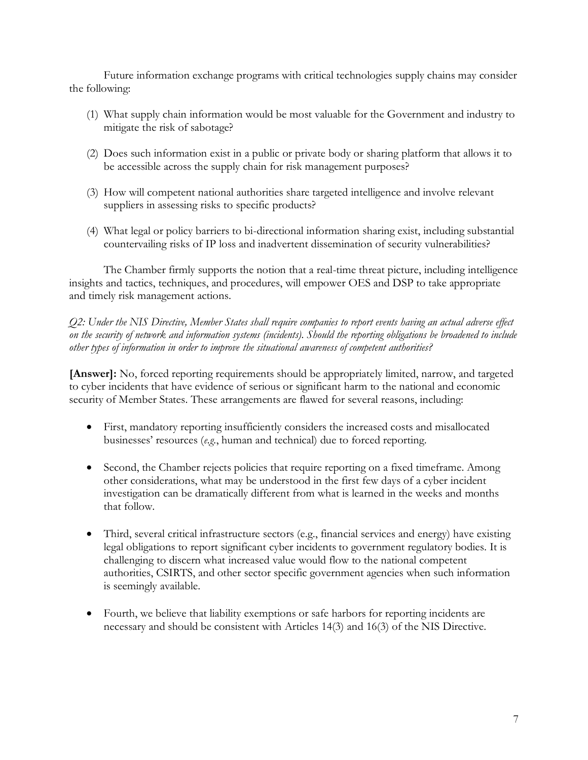Future information exchange programs with critical technologies supply chains may consider the following:

(1) What supply chain information would be most valuable for the Government and industry to mitigate the risk of sabotage?

(2) Does such information exist in a public or private body or sharing platform that allows it to be accessible across the supply chain for risk management purposes?

(3) How will competent national authorities share targeted intelligence and involve relevant suppliers in assessing risks to specific products?

(4) What legal or policy barriers to bi-directional information sharing exist, including substantial countervailing risks of IP loss and inadvertent dissemination of security vulnerabilities?

The Chamber firmly supports the notion that a real-time threat picture, including intelligence insights and tactics, techniques, and procedures, will empower OES and DSP to take appropriate and timely risk management actions.

*Q2: Under the NIS Directive, Member States shall require companies to report events having an actual adverse effect on the security of network and information systems (incidents). Should the reporting obligations be broadened to include other types of information in order to improve the situational awareness of competent authorities?*

**[Answer]:** No, forced reporting requirements should be appropriately limited, narrow, and targeted to cyber incidents that have evidence of serious or significant harm to the national and economic security of Member States. These arrangements are flawed for several reasons, including:

- First, mandatory reporting insufficiently considers the increased costs and misallocated businesses' resources (*e.g.*, human and technical) due to forced reporting.
- Second, the Chamber rejects policies that require reporting on a fixed timeframe. Among other considerations, what may be understood in the first few days of a cyber incident investigation can be dramatically different from what is learned in the weeks and months that follow.
- Third, several critical infrastructure sectors (e.g., financial services and energy) have existing legal obligations to report significant cyber incidents to government regulatory bodies. It is challenging to discern what increased value would flow to the national competent authorities, CSIRTS, and other sector specific government agencies when such information is seemingly available.
- Fourth, we believe that liability exemptions or safe harbors for reporting incidents are necessary and should be consistent with Articles 14(3) and 16(3) of the NIS Directive.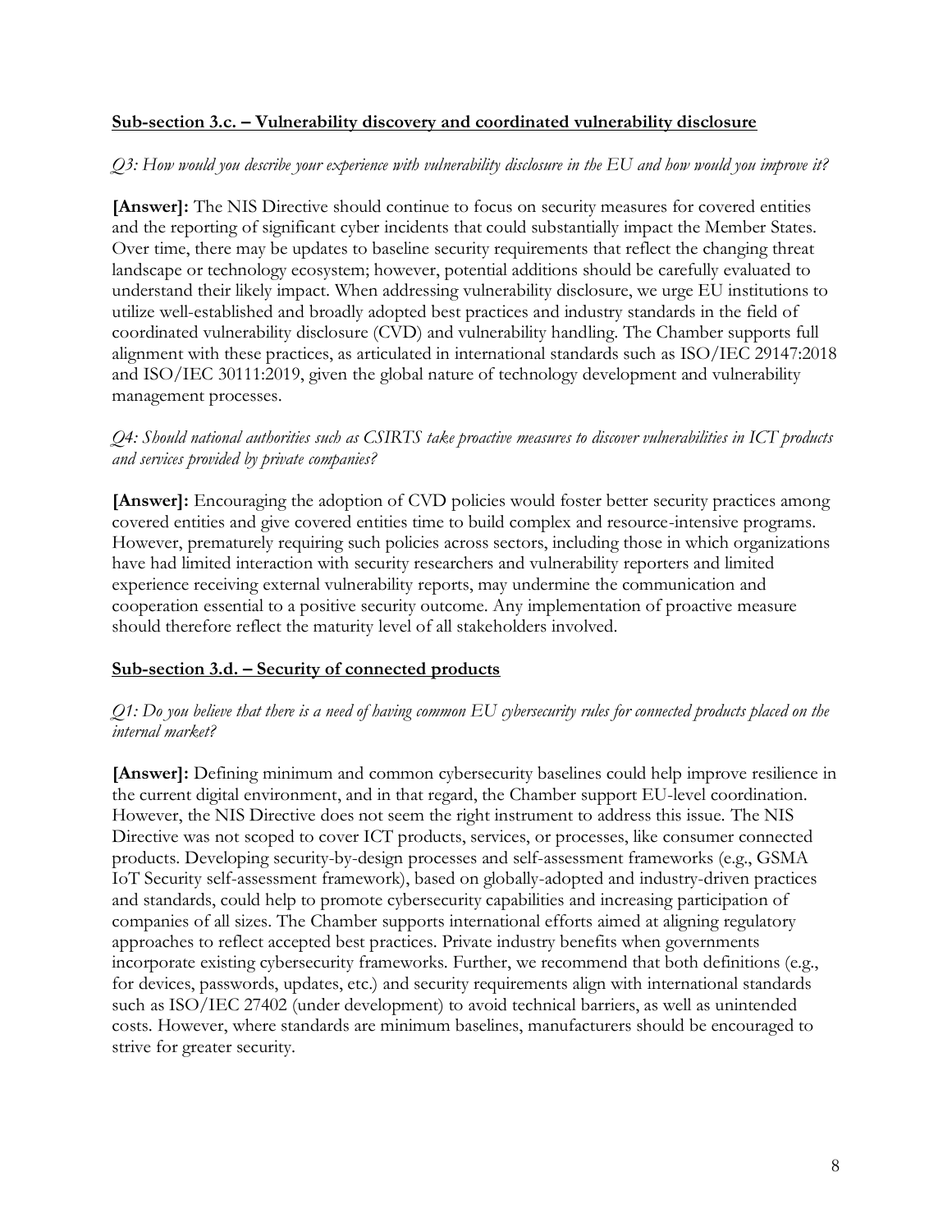**Sub-section 3.c. – Vulnerability discovery and coordinated vulnerability disclosure**

*Q3: How would you describe your experience with vulnerability disclosure in the EU and how would you improve it?*

**[Answer]:** The NIS Directive should continue to focus on security measures for covered entities and the reporting of significant cyber incidents that could substantially impact the Member States. Over time, there may be updates to baseline security requirements that reflect the changing threat landscape or technology ecosystem; however, potential additions should be carefully evaluated to understand their likely impact. When addressing vulnerability disclosure, we urge EU institutions to utilize well-established and broadly adopted best practices and industry standards in the field of coordinated vulnerability disclosure (CVD) and vulnerability handling. The Chamber supports full alignment with these practices, as articulated in international standards such as ISO/IEC 29147:2018 and ISO/IEC 30111:2019, given the global nature of technology development and vulnerability management processes.

*Q4: Should national authorities such as CSIRTS take proactive measures to discover vulnerabilities in ICT products and services provided by private companies?*

**[Answer]:** Encouraging the adoption of CVD policies would foster better security practices among covered entities and give covered entities time to build complex and resource-intensive programs. However, prematurely requiring such policies across sectors, including those in which organizations have had limited interaction with security researchers and vulnerability reporters and limited experience receiving external vulnerability reports, may undermine the communication and cooperation essential to a positive security outcome. Any implementation of proactive measure should therefore reflect the maturity level of all stakeholders involved.

**Sub-section 3.d. – Security of connected products**

*Q1: Do you believe that there is a need of having common EU cybersecurity rules for connected products placed on the internal market?*

**[Answer]:** Defining minimum and common cybersecurity baselines could help improve resilience in the current digital environment, and in that regard, the Chamber support EU-level coordination. However, the NIS Directive does not seem the right instrument to address this issue. The NIS Directive was not scoped to cover ICT products, services, or processes, like consumer connected products. Developing security-by-design processes and self-assessment frameworks (e.g., GSMA IoT Security self-assessment framework), based on globally-adopted and industry-driven practices and standards, could help to promote cybersecurity capabilities and increasing participation of companies of all sizes. The Chamber supports international efforts aimed at aligning regulatory approaches to reflect accepted best practices. Private industry benefits when governments incorporate existing cybersecurity frameworks. Further, we recommend that both definitions (e.g., for devices, passwords, updates, etc.) and security requirements align with international standards such as ISO/IEC 27402 (under development) to avoid technical barriers, as well as unintended costs. However, where standards are minimum baselines, manufacturers should be encouraged to strive for greater security.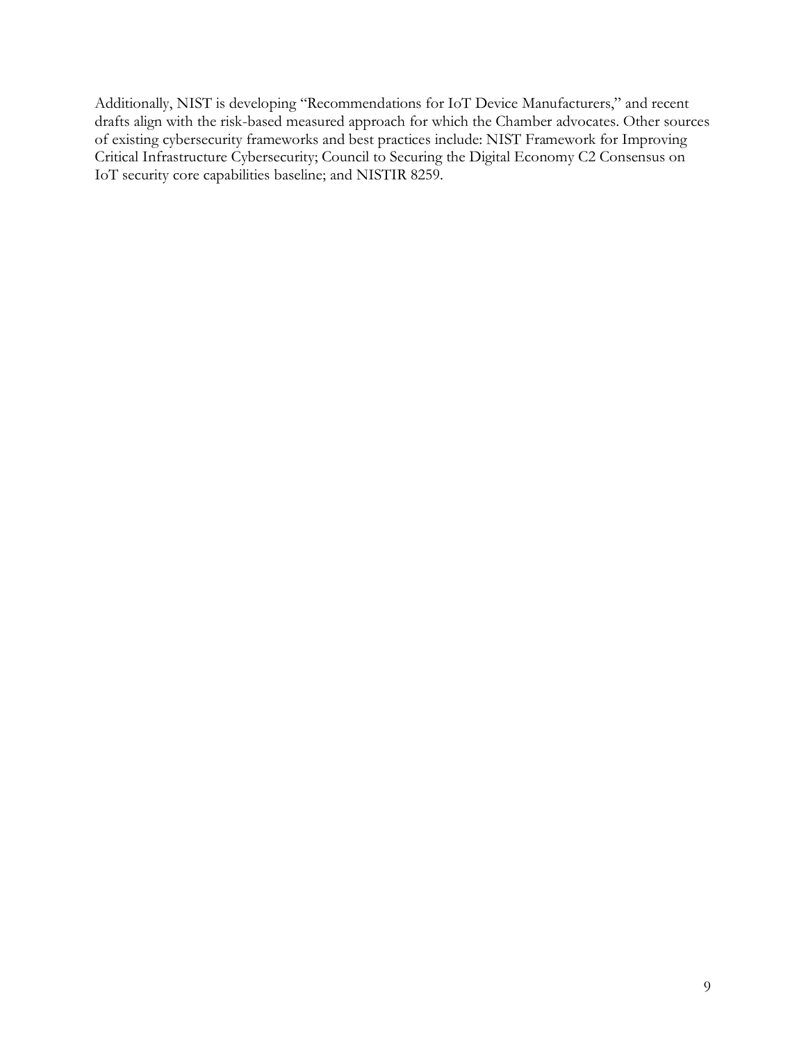Additionally, NIST is developing "Recommendations for IoT Device Manufacturers," and recent drafts align with the risk-based measured approach for which the Chamber advocates. Other sources of existing cybersecurity frameworks and best practices include: NIST Framework for Improving Critical Infrastructure Cybersecurity; Council to Securing the Digital Economy C2 Consensus on IoT security core capabilities baseline; and NISTIR 8259.